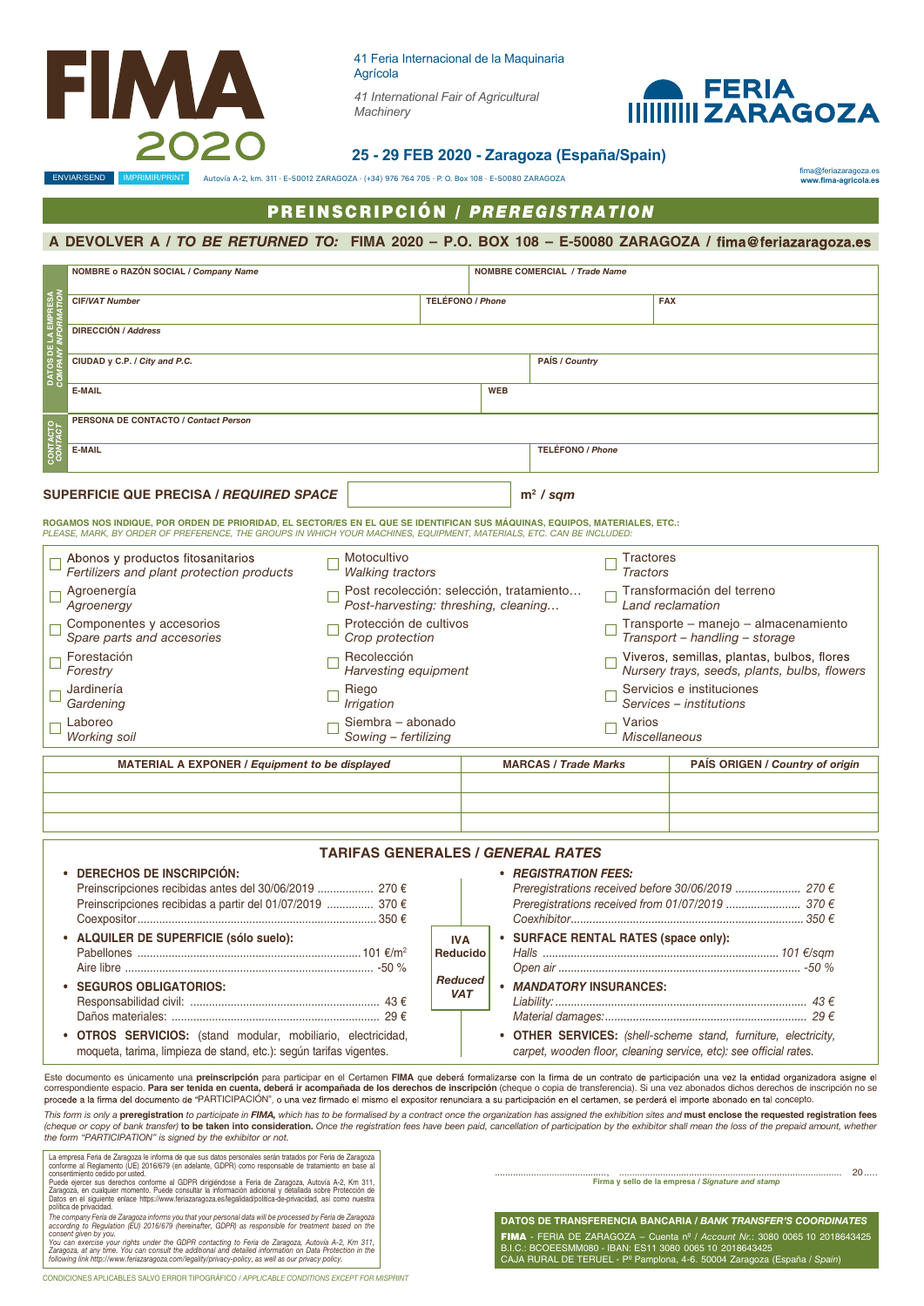# FIMA 2020

41 Feria Internacional de la Maquinaria Agrícola

*41 International Fair of Agricultural Machinery*

FERIA ZARAGOZA

## 25 - 29 FEB 2020 - Zaragoza (España/Spain)

ENVIAR/SEND | IMPRIMIR/PRINT

Autovía A-2, km. 311 · E-50012 ZARAGOZA · (+34) 976 764 705 · P. O. Box 108 · E-50080 ZARAGOZA

fima@feriazaragoza.es
**www.fima-agricola.es**

## PREINSCRIPCIÓN / *PREREGISTRATION*

### A DEVOLVER A / *TO BE RETURNED TO:* FIMA 2020 – P.O. BOX 108 – E-50080 ZARAGOZA / fima@feriazaragoza.es

**DATOS DE LA EMPRESA / *COMPANY INFORMATION***

| | | |
|---|---|---|
| **NOMBRE o RAZÓN SOCIAL / *Company Name*** | **NOMBRE COMERCIAL / *Trade Name*** | |
| **CIF/*VAT Number*** | **TELÉFONO / *Phone*** | **FAX** |
| **DIRECCIÓN / *Address*** | | |
| **CIUDAD y C.P. / *City and P.C.*** | **PAÍS / *Country*** | |
| **E-MAIL** | **WEB** | |

**CONTACTO / *CONTACT***

| | |
|---|---|
| **PERSONA DE CONTACTO / *Contact Person*** | |
| **E-MAIL** | **TELÉFONO / *Phone*** |

**SUPERFICIE QUE PRECISA / *REQUIRED SPACE*** ______ m² / *sqm*

**ROGAMOS NOS INDIQUE, POR ORDEN DE PRIORIDAD, EL SECTOR/ES EN EL QUE SE IDENTIFICAN SUS MÁQUINAS, EQUIPOS, MATERIALES, ETC.:**
*PLEASE, MARK, BY ORDER OF PREFERENCE, THE GROUPS IN WHICH YOUR MACHINES, EQUIPMENT, MATERIALS, ETC. CAN BE INCLUDED:*

| | | |
|---|---|---|
| ☐ Abonos y productos fitosanitarios / *Fertilizers and plant protection products* | ☐ Motocultivo / *Walking tractors* | ☐ Tractores / *Tractors* |
| ☐ Agroenergía / *Agroenergy* | ☐ Post recolección: selección, tratamiento… / *Post-harvesting: threshing, cleaning…* | ☐ Transformación del terreno / *Land reclamation* |
| ☐ Componentes y accesorios / *Spare parts and accesories* | ☐ Protección de cultivos / *Crop protection* | ☐ Transporte – manejo – almacenamiento / *Transport – handling – storage* |
| ☐ Forestación / *Forestry* | ☐ Recolección / *Harvesting equipment* | ☐ Viveros, semillas, plantas, bulbos, flores / *Nursery trays, seeds, plants, bulbs, flowers* |
| ☐ Jardinería / *Gardening* | ☐ Riego / *Irrigation* | ☐ Servicios e instituciones / *Services – institutions* |
| ☐ Laboreo / *Working soil* | ☐ Siembra – abonado / *Sowing – fertilizing* | ☐ Varios / *Miscellaneous* |

| MATERIAL A EXPONER / *Equipment to be displayed* | MARCAS / *Trade Marks* | PAÍS ORIGEN / *Country of origin* |
|---|---|---|
| | | |
| | | |
| | | |

### TARIFAS GENERALES / *GENERAL RATES*

- **DERECHOS DE INSCRIPCIÓN:**
  - Preinscripciones recibidas antes del 30/06/2019 .................. 270 €
  - Preinscripciones recibidas a partir del 01/07/2019 ............... 370 €
  - Coexpositor ........................................................................ 350 €
- **ALQUILER DE SUPERFICIE (sólo suelo):**
  - Pabellones ......................................................................... 101 €/m²
  - Aire libre ............................................................................ -50 %
- **SEGUROS OBLIGATORIOS:**
  - Responsabilidad civil: ............................................................ 43 €
  - Daños materiales: .................................................................. 29 €
- **OTROS SERVICIOS:** (stand modular, mobiliario, electricidad, moqueta, tarima, limpieza de stand, etc.): según tarifas vigentes.

**IVA Reducido** / ***Reduced VAT***

- ***REGISTRATION FEES:***
  - *Preregistrations received before 30/06/2019 ..................... 270 €*
  - *Preregistrations received from 01/07/2019 ........................ 370 €*
  - *Coexhibitor ........................................................................ 350 €*
- **SURFACE RENTAL RATES (space only):**
  - *Halls ................................................................................ 101 €/sqm*
  - *Open air ............................................................................ -50 %*
- ***MANDATORY INSURANCES:***
  - *Liability: .............................................................................. 43 €*
  - *Material damages: ............................................................... 29 €*
- **OTHER SERVICES:** *(shell-scheme stand, furniture, electricity, carpet, wooden floor, cleaning service, etc): see official rates.*

Este documento es únicamente una **preinscripción** para participar en el Certamen **FIMA** que deberá formalizarse con la firma de un contrato de participación una vez la entidad organizadora asigne el correspondiente espacio. **Para ser tenida en cuenta, deberá ir acompañada de los derechos de inscripción** (cheque o copia de transferencia). Si una vez abonados dichos derechos de inscripción no se procede a la firma del documento de "PARTICIPACIÓN", o una vez firmado el mismo el expositor renunciara a su participación en el certamen, se perderá el importe abonado en tal concepto.

*This form is only a* **preregistration** *to participate in* ***FIMA,*** *which has to be formalised by a contract once the organization has assigned the exhibition sites and* **must enclose the requested registration fees** *(cheque or copy of bank transfer)* **to be taken into consideration.** *Once the registration fees have been paid, cancellation of participation by the exhibitor shall mean the loss of the prepaid amount, whether the form "PARTICIPATION" is signed by the exhibitor or not.*

La empresa Feria de Zaragoza le informa de que sus datos personales serán tratados por Feria de Zaragoza conforme al Reglamento (UE) 2016/679 (en adelante, GDPR) como responsable de tratamiento en base al consentimiento cedido por usted.
Puede ejercer sus derechos conforme al GDPR dirigiéndose a Feria de Zaragoza, Autovía A-2, Km 311, Zaragoza, en cualquier momento. Puede consultar la información adicional y detallada sobre Protección de Datos en el siguiente enlace https://www.feriazaragoza.es/legalidad/politica-de-privacidad, así como nuestra política de privacidad.

*The company Feria de Zaragoza informs you that your personal data will be processed by Feria de Zaragoza according to Regulation (EU) 2016/679 (hereinafter, GDPR) as responsible for treatment based on the consent given by you.*
*You can exercise your rights under the GDPR contacting to Feria de Zaragoza, Autovía A-2, Km 311, Zaragoza, at any time. You can consult the additional and detailed information on Data Protection in the following link http://www.feriazaragoza.com/legality/privacy-policy, as well as our privacy policy.*

..........................................., ........................................................................ 20.....

**Firma y sello de la empresa / *Signature and stamp***

**DATOS DE TRANSFERENCIA BANCARIA / *BANK TRANSFER'S COORDINATES***

**FIMA** - FERIA DE ZARAGOZA – Cuenta nº / *Account Nr.*: 3080 0065 10 2018643425
B.I.C.: BCOEESMM080 - IBAN: ES11 3080 0065 10 2018643425
CAJA RURAL DE TERUEL - Pº Pamplona, 4-6. 50004 Zaragoza (España / *Spain*)

CONDICIONES APLICABLES SALVO ERROR TIPOGRÁFICO / *APPLICABLE CONDITIONS EXCEPT FOR MISPRINT*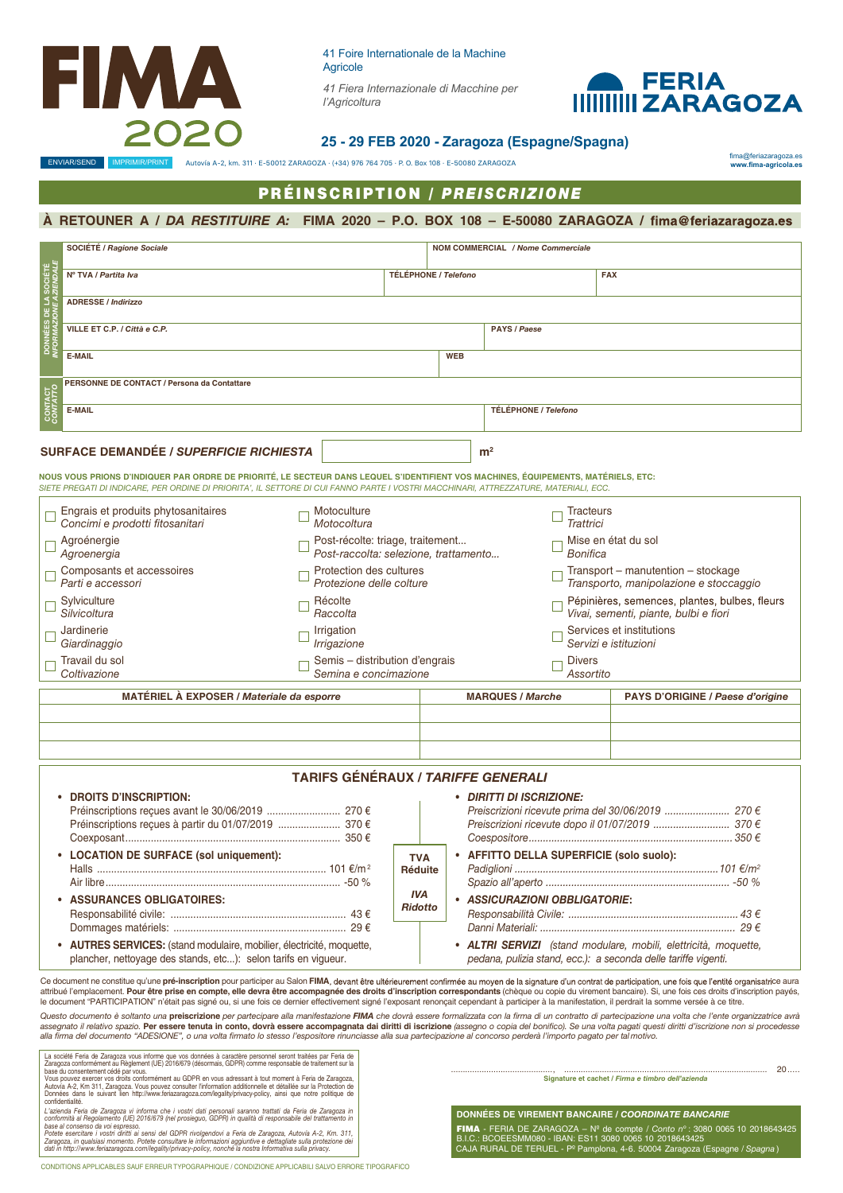# FIMA 2020

41 Foire Internationale de la Machine Agricole

*41 Fiera Internazionale di Macchine per l'Agricoltura*

**FERIA ZARAGOZA**

## 25 - 29 FEB 2020 - Zaragoza (Espagne/Spagna)

ENVIAR/SEND | IMPRIMIR/PRINT

Autovía A-2, km. 311 · E-50012 ZARAGOZA · (+34) 976 764 705 · P. O. Box 108 · E-50080 ZARAGOZA

fima@feriazaragoza.es
**www.fima-agricola.es**

## PRÉINSCRIPTION / *PREISCRIZIONE*

### À RETOUNER A / *DA RESTITUIRE A:* FIMA 2020 – P.O. BOX 108 – E-50080 ZARAGOZA / fima@feriazaragoza.es

**DONNÉES DE LA SOCIÉTÉ / *INFORMAZIONE AZIENDALE***

| | | |
|---|---|---|
| **SOCIÉTÉ / *Ragione Sociale*** | **NOM COMMERCIAL / *Nome Commerciale*** | |
| **Nº TVA / *Partita Iva*** | **TÉLÉPHONE / *Telefono*** | **FAX** |
| **ADRESSE / *Indirizzo*** | | |
| **VILLE ET C.P. / *Città e C.P.*** | **PAYS / *Paese*** | |
| **E-MAIL** | **WEB** | |

**CONTACT / *CONTATTO***

| | |
|---|---|
| **PERSONNE DE CONTACT / *Persona da Contattare*** | |
| **E-MAIL** | **TÉLÉPHONE / *Telefono*** |

**SURFACE DEMANDÉE / *SUPERFICIE RICHIESTA*** ______ m²

**NOUS VOUS PRIONS D'INDIQUER PAR ORDRE DE PRIORITÉ, LE SECTEUR DANS LEQUEL S'IDENTIFIENT VOS MACHINES, ÉQUIPEMENTS, MATÉRIELS, ETC:**
*SIETE PREGATI DI INDICARE, PER ORDINE DI PRIORITA', IL SETTORE DI CUI FANNO PARTE I VOSTRI MACCHINARI, ATTREZZATURE, MATERIALI, ECC.*

| | | |
|---|---|---|
| ☐ Engrais et produits phytosanitaires / *Concimi e prodotti fitosanitari* | ☐ Motoculture / *Motocoltura* | ☐ Tracteurs / *Trattrici* |
| ☐ Agroénergie / *Agroenergia* | ☐ Post-récolte: triage, traitement... / *Post-raccolta: selezione, trattamento...* | ☐ Mise en état du sol / *Bonifica* |
| ☐ Composants et accessoires / *Parti e accessori* | ☐ Protection des cultures / *Protezione delle colture* | ☐ Transport – manutention – stockage / *Transporto, manipolazione e stoccaggio* |
| ☐ Sylviculture / *Silvicoltura* | ☐ Récolte / *Raccolta* | ☐ Pépinières, semences, plantes, bulbes, fleurs / *Vivai, sementi, piante, bulbi e fiori* |
| ☐ Jardinerie / *Giardinaggio* | ☐ Irrigation / *Irrigazione* | ☐ Services et institutions / *Servizi e istituzioni* |
| ☐ Travail du sol / *Coltivazione* | ☐ Semis – distribution d'engrais / *Semina e concimazione* | ☐ Divers / *Assortito* |

| MATÉRIEL À EXPOSER / *Materiale da esporre* | MARQUES / *Marche* | PAYS D'ORIGINE / *Paese d'origine* |
|---|---|---|
| | | |
| | | |
| | | |

### TARIFS GÉNÉRAUX / *TARIFFE GENERALI*

- **DROITS D'INSCRIPTION:**
  - Préinscriptions reçues avant le 30/06/2019 .......... 270 €
  - Préinscriptions reçues à partir du 01/07/2019 .......... 370 €
  - Coexposant .......... 350 €
- **LOCATION DE SURFACE (sol uniquement):**
  - Halls .......... 101 €/m²
  - Air libre .......... -50 %
- **ASSURANCES OBLIGATOIRES:**
  - Responsabilité civile: .......... 43 €
  - Dommages matériels: .......... 29 €
- **AUTRES SERVICES:** (stand modulaire, mobilier, électricité, moquette, plancher, nettoyage des stands, etc...): selon tarifs en vigueur.

**TVA Réduite** / ***IVA Ridotto***

- ***DIRITTI DI ISCRIZIONE:***
  - *Preiscrizioni ricevute prima del 30/06/2019 .......... 270 €*
  - *Preiscrizioni ricevute dopo il 01/07/2019 .......... 370 €*
  - *Coespositore .......... 350 €*
- **AFFITTO DELLA SUPERFICIE (solo suolo):**
  - *Padiglioni .......... 101 €/m²*
  - *Spazio all'aperto .......... -50 %*
- ***ASSICURAZIONI OBBLIGATORIE:***
  - *Responsabilità Civile: .......... 43 €*
  - *Danni Materiali: .......... 29 €*
- ***ALTRI SERVIZI*** *(stand modulare, mobili, elettricità, moquette, pedana, pulizia stand, ecc.): a seconda delle tariffe vigenti.*

Ce document ne constitue qu'une **pré-inscription** pour participer au Salon **FIMA**, devant être ultérieurement confirmée au moyen de la signature d'un contrat de participation, une fois que l'entité organisatrice aura attribué l'emplacement. **Pour être prise en compte, elle devra être accompagnée des droits d'inscription correspondants** (chèque ou copie du virement bancaire). Si, une fois ces droits d'inscription payés, le document "PARTICIPATION" n'était pas signé ou, si une fois ce dernier effectivement signé l'exposant renonçait cependant à participer à la manifestation, il perdrait la somme versée à ce titre.

*Questo documento è soltanto una* ***preiscrizione*** *per partecipare alla manifestazione* ***FIMA*** *che dovrà essere formalizzata con la firma di un contratto di partecipazione una volta che l'ente organizzatrice avrà assegnato il relativo spazio.* ***Per essere tenuta in conto, dovrà essere accompagnata dai diritti di iscrizione*** *(assegno o copia del bonifico). Se una volta pagati questi diritti d'iscrizione non si procedesse alla firma del documento "ADESIONE", o una volta firmato lo stesso l'espositore rinunciasse alla sua partecipazione al concorso perderà l'importo pagato per tal motivo.*

La société Feria de Zaragoza vous informe que vos données à caractère personnel seront traitées par Feria de Zaragoza conformément au Règlement (UE) 2016/679 (désormais, GDPR) comme responsable de traitement sur la base du consentement cédé par vous.
Vous pouvez exercer vos droits conformément au GDPR en vous adressant à tout moment à Feria de Zaragoza, Autovía A-2, Km 311, Zaragoza. Vous pouvez consulter l'information additionnelle et détaillée sur la Protection de Données dans le suivant lien http://www.feriazaragoza.com/legality/privacy-policy, ainsi que notre politique de confidentialité.

*L'azienda Feria de Zaragoza vi informa che i vostri dati personali saranno trattati da Feria de Zaragoza in conformità al Regolamento (UE) 2016/679 (nel prosieguo, GDPR) in qualità di responsabile del trattamento in base al consenso da voi espresso.*
*Potete esercitare i vostri diritti ai sensi del GDPR rivolgendovi a Feria de Zaragoza, Autovía A-2, Km. 311, Zaragoza, in qualsiasi momento. Potete consultare le informazioni aggiuntive e dettagliate sulla protezione dei dati in http://www.feriazaragoza.com/legality/privacy-policy, nonché la nostra Informativa sulla privacy.*

.........................................., .......................................................................... 20.....

**Signature et cachet / *Firma e timbro dell'azienda***

**DONNÉES DE VIREMENT BANCAIRE / *COORDINATE BANCARIE***

**FIMA** - FERIA DE ZARAGOZA – Nº de compte / *Conto nº* : 3080 0065 10 2018643425
B.I.C.: BCOEESMM080 - IBAN: ES11 3080 0065 10 2018643425
CAJA RURAL DE TERUEL - Pº Pamplona, 4-6. 50004 Zaragoza (Espagne / *Spagna*)

CONDITIONS APPLICABLES SAUF ERREUR TYPOGRAPHIQUE / CONDIZIONE APPLICABILI SALVO ERRORE TIPOGRAFICO